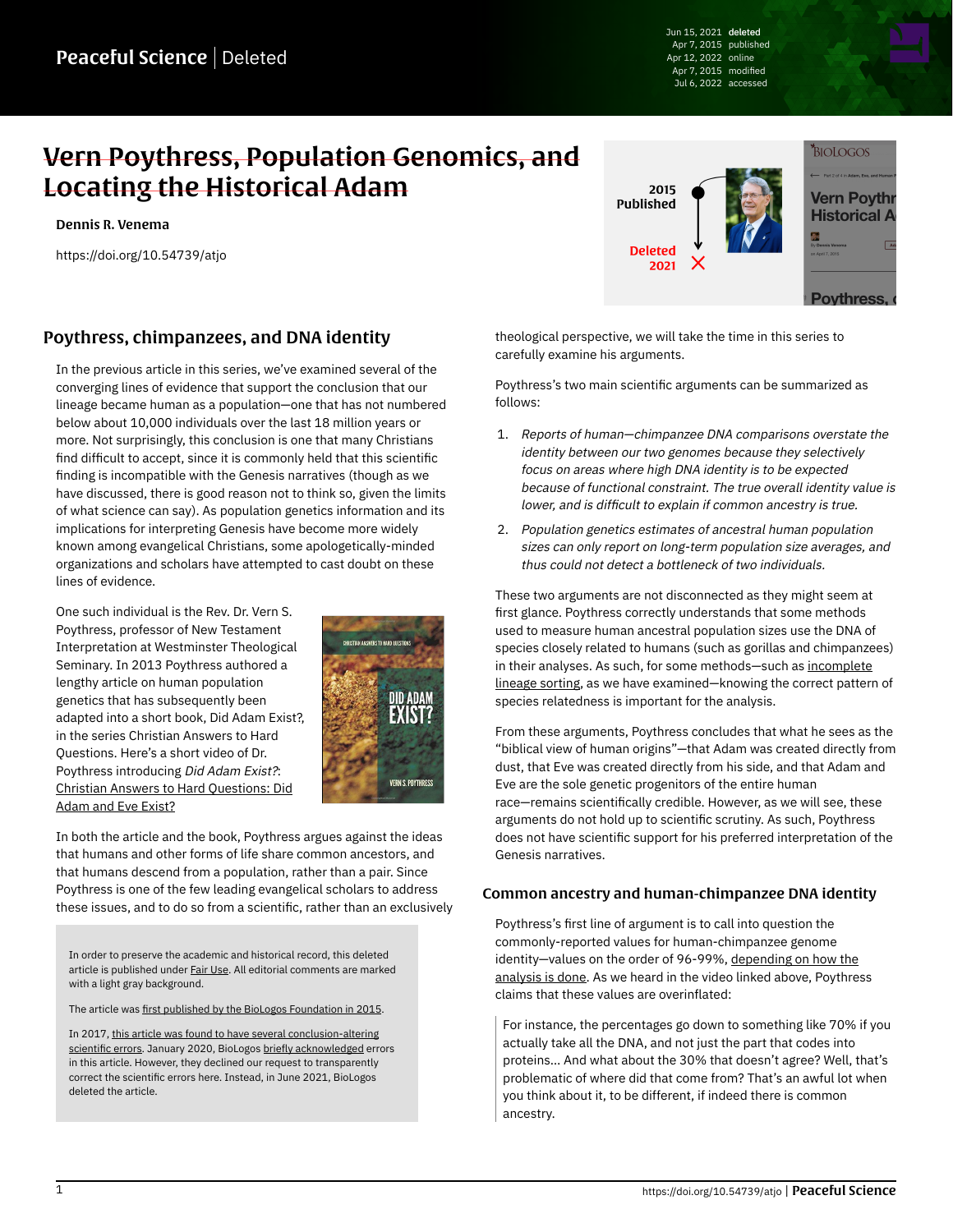# Vern Poythress, Population Genomics, and Locating the Historical Adam

**Dennis R. Venema**

https://doi.org/10.54739/atjo

Jun 15, 2021 deleted
Apr 7, 2015 published
Apr 12, 2022 online
Apr 7, 2015 modified
Jul 6, 2022 accessed

## Poythress, chimpanzees, and DNA identity

In the previous article in this series, we've examined several of the converging lines of evidence that support the conclusion that our lineage became human as a population—one that has not numbered below about 10,000 individuals over the last 18 million years or more. Not surprisingly, this conclusion is one that many Christians find difficult to accept, since it is commonly held that this scientific finding is incompatible with the Genesis narratives (though as we have discussed, there is good reason not to think so, given the limits of what science can say). As population genetics information and its implications for interpreting Genesis have become more widely known among evangelical Christians, some apologetically-minded organizations and scholars have attempted to cast doubt on these lines of evidence.

One such individual is the Rev. Dr. Vern S. Poythress, professor of New Testament Interpretation at Westminster Theological Seminary. In 2013 Poythress authored a lengthy article on human population genetics that has subsequently been adapted into a short book, Did Adam Exist?, in the series Christian Answers to Hard Questions. Here's a short video of Dr. Poythress introducing *Did Adam Exist?*: Christian Answers to Hard Questions: Did Adam and Eve Exist?

In both the article and the book, Poythress argues against the ideas that humans and other forms of life share common ancestors, and that humans descend from a population, rather than a pair. Since Poythress is one of the few leading evangelical scholars to address these issues, and to do so from a scientific, rather than an exclusively theological perspective, we will take the time in this series to carefully examine his arguments.

> In order to preserve the academic and historical record, this deleted article is published under Fair Use. All editorial comments are marked with a light gray background.
>
> The article was first published by the BioLogos Foundation in 2015.
>
> In 2017, this article was found to have several conclusion-altering scientific errors. January 2020, BioLogos briefly acknowledged errors in this article. However, they declined our request to transparently correct the scientific errors here. Instead, in June 2021, BioLogos deleted the article.

Poythress's two main scientific arguments can be summarized as follows:

1. *Reports of human–chimpanzee DNA comparisons overstate the identity between our two genomes because they selectively focus on areas where high DNA identity is to be expected because of functional constraint. The true overall identity value is lower, and is difficult to explain if common ancestry is true.*
2. *Population genetics estimates of ancestral human population sizes can only report on long-term population size averages, and thus could not detect a bottleneck of two individuals.*

These two arguments are not disconnected as they might seem at first glance. Poythress correctly understands that some methods used to measure human ancestral population sizes use the DNA of species closely related to humans (such as gorillas and chimpanzees) in their analyses. As such, for some methods—such as incomplete lineage sorting, as we have examined—knowing the correct pattern of species relatedness is important for the analysis.

From these arguments, Poythress concludes that what he sees as the "biblical view of human origins"—that Adam was created directly from dust, that Eve was created directly from his side, and that Adam and Eve are the sole genetic progenitors of the entire human race—remains scientifically credible. However, as we will see, these arguments do not hold up to scientific scrutiny. As such, Poythress does not have scientific support for his preferred interpretation of the Genesis narratives.

## Common ancestry and human-chimpanzee DNA identity

Poythress's first line of argument is to call into question the commonly-reported values for human-chimpanzee genome identity—values on the order of 96-99%, depending on how the analysis is done. As we heard in the video linked above, Poythress claims that these values are overinflated:

> For instance, the percentages go down to something like 70% if you actually take all the DNA, and not just the part that codes into proteins... And what about the 30% that doesn't agree? Well, that's problematic of where did that come from? That's an awful lot when you think about it, to be different, if indeed there is common ancestry.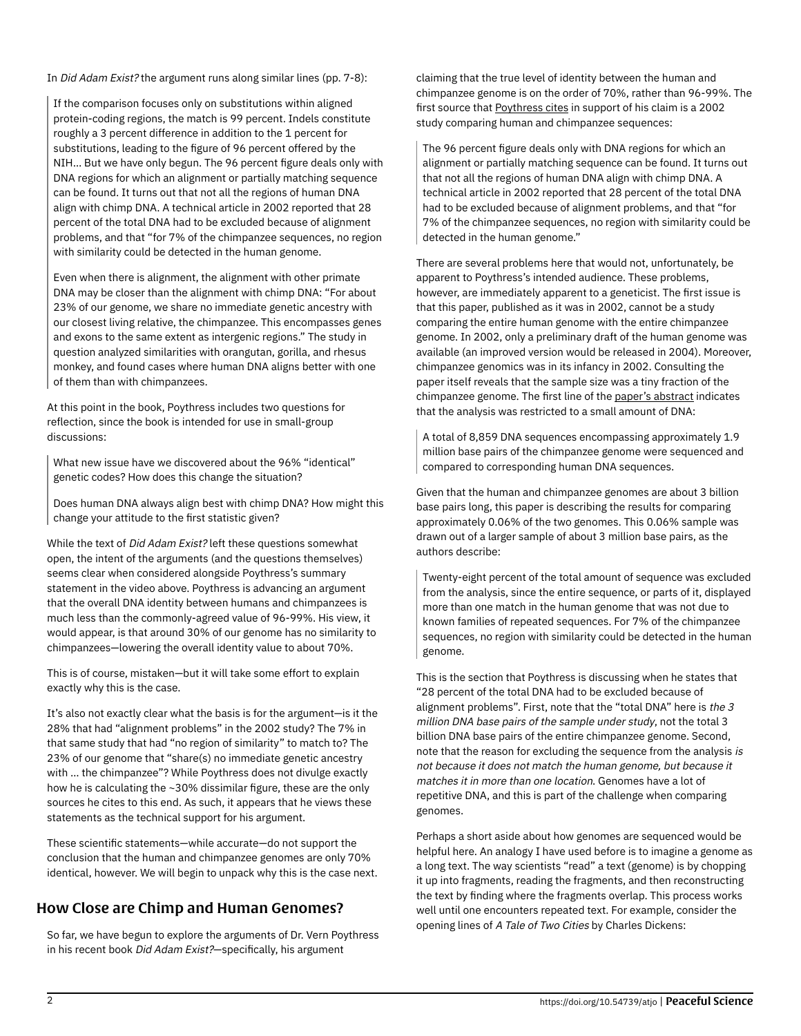In *Did Adam Exist?* the argument runs along similar lines (pp. 7-8):

> If the comparison focuses only on substitutions within aligned protein-coding regions, the match is 99 percent. Indels constitute roughly a 3 percent difference in addition to the 1 percent for substitutions, leading to the figure of 96 percent offered by the NIH… But we have only begun. The 96 percent figure deals only with DNA regions for which an alignment or partially matching sequence can be found. It turns out that not all the regions of human DNA align with chimp DNA. A technical article in 2002 reported that 28 percent of the total DNA had to be excluded because of alignment problems, and that "for 7% of the chimpanzee sequences, no region with similarity could be detected in the human genome.
>
> Even when there is alignment, the alignment with other primate DNA may be closer than the alignment with chimp DNA: "For about 23% of our genome, we share no immediate genetic ancestry with our closest living relative, the chimpanzee. This encompasses genes and exons to the same extent as intergenic regions." The study in question analyzed similarities with orangutan, gorilla, and rhesus monkey, and found cases where human DNA aligns better with one of them than with chimpanzees.

At this point in the book, Poythress includes two questions for reflection, since the book is intended for use in small-group discussions:

> What new issue have we discovered about the 96% "identical" genetic codes? How does this change the situation?
>
> Does human DNA always align best with chimp DNA? How might this change your attitude to the first statistic given?

While the text of *Did Adam Exist?* left these questions somewhat open, the intent of the arguments (and the questions themselves) seems clear when considered alongside Poythress's summary statement in the video above. Poythress is advancing an argument that the overall DNA identity between humans and chimpanzees is much less than the commonly-agreed value of 96-99%. His view, it would appear, is that around 30% of our genome has no similarity to chimpanzees—lowering the overall identity value to about 70%.

This is of course, mistaken—but it will take some effort to explain exactly why this is the case.

It's also not exactly clear what the basis is for the argument—is it the 28% that had "alignment problems" in the 2002 study? The 7% in that same study that had "no region of similarity" to match to? The 23% of our genome that "share(s) no immediate genetic ancestry with … the chimpanzee"? While Poythress does not divulge exactly how he is calculating the ~30% dissimilar figure, these are the only sources he cites to this end. As such, it appears that he views these statements as the technical support for his argument.

These scientific statements—while accurate—do not support the conclusion that the human and chimpanzee genomes are only 70% identical, however. We will begin to unpack why this is the case next.

## How Close are Chimp and Human Genomes?

So far, we have begun to explore the arguments of Dr. Vern Poythress in his recent book *Did Adam Exist?*—specifically, his argument claiming that the true level of identity between the human and chimpanzee genome is on the order of 70%, rather than 96-99%. The first source that Poythress cites in support of his claim is a 2002 study comparing human and chimpanzee sequences:

> The 96 percent figure deals only with DNA regions for which an alignment or partially matching sequence can be found. It turns out that not all the regions of human DNA align with chimp DNA. A technical article in 2002 reported that 28 percent of the total DNA had to be excluded because of alignment problems, and that "for 7% of the chimpanzee sequences, no region with similarity could be detected in the human genome."

There are several problems here that would not, unfortunately, be apparent to Poythress's intended audience. These problems, however, are immediately apparent to a geneticist. The first issue is that this paper, published as it was in 2002, cannot be a study comparing the entire human genome with the entire chimpanzee genome. In 2002, only a preliminary draft of the human genome was available (an improved version would be released in 2004). Moreover, chimpanzee genomics was in its infancy in 2002. Consulting the paper itself reveals that the sample size was a tiny fraction of the chimpanzee genome. The first line of the paper's abstract indicates that the analysis was restricted to a small amount of DNA:

> A total of 8,859 DNA sequences encompassing approximately 1.9 million base pairs of the chimpanzee genome were sequenced and compared to corresponding human DNA sequences.

Given that the human and chimpanzee genomes are about 3 billion base pairs long, this paper is describing the results for comparing approximately 0.06% of the two genomes. This 0.06% sample was drawn out of a larger sample of about 3 million base pairs, as the authors describe:

> Twenty-eight percent of the total amount of sequence was excluded from the analysis, since the entire sequence, or parts of it, displayed more than one match in the human genome that was not due to known families of repeated sequences. For 7% of the chimpanzee sequences, no region with similarity could be detected in the human genome.

This is the section that Poythress is discussing when he states that "28 percent of the total DNA had to be excluded because of alignment problems". First, note that the "total DNA" here is *the 3 million DNA base pairs of the sample under study*, not the total 3 billion DNA base pairs of the entire chimpanzee genome. Second, note that the reason for excluding the sequence from the analysis *is not because it does not match the human genome, but because it matches it in more than one location*. Genomes have a lot of repetitive DNA, and this is part of the challenge when comparing genomes.

Perhaps a short aside about how genomes are sequenced would be helpful here. An analogy I have used before is to imagine a genome as a long text. The way scientists "read" a text (genome) is by chopping it up into fragments, reading the fragments, and then reconstructing the text by finding where the fragments overlap. This process works well until one encounters repeated text. For example, consider the opening lines of *A Tale of Two Cities* by Charles Dickens: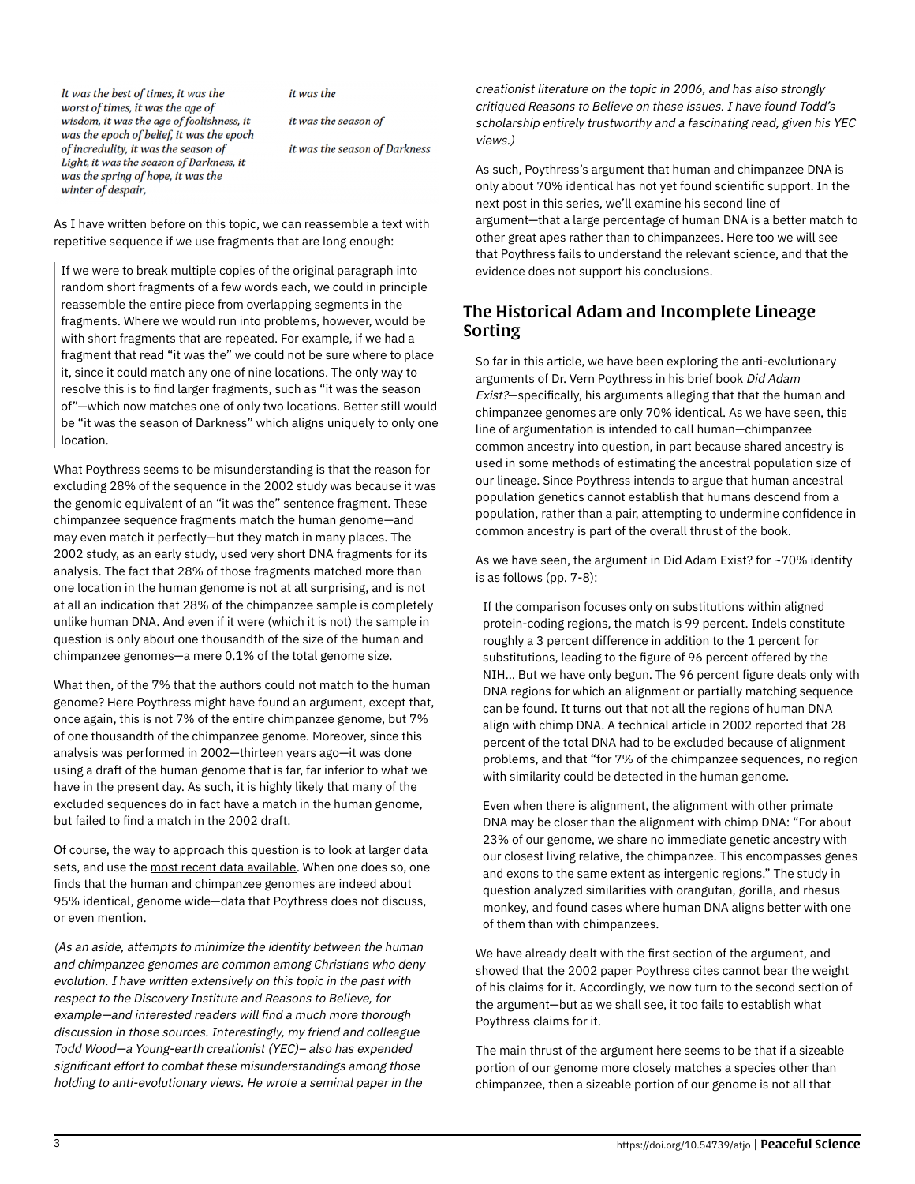It was the best of times, it was the worst of times, it was the age of wisdom, it was the age of foolishness, it was the epoch of belief, it was the epoch of incredulity, it was the season of Light, it was the season of Darkness, it was the spring of hope, it was the winter of despair,

it was the

it was the season of

it was the season of Darkness

As I have written before on this topic, we can reassemble a text with repetitive sequence if we use fragments that are long enough:

> If we were to break multiple copies of the original paragraph into random short fragments of a few words each, we could in principle reassemble the entire piece from overlapping segments in the fragments. Where we would run into problems, however, would be with short fragments that are repeated. For example, if we had a fragment that read "it was the" we could not be sure where to place it, since it could match any one of nine locations. The only way to resolve this is to find larger fragments, such as "it was the season of"—which now matches one of only two locations. Better still would be "it was the season of Darkness" which aligns uniquely to only one location.

What Poythress seems to be misunderstanding is that the reason for excluding 28% of the sequence in the 2002 study was because it was the genomic equivalent of an "it was the" sentence fragment. These chimpanzee sequence fragments match the human genome—and may even match it perfectly—but they match in many places. The 2002 study, as an early study, used very short DNA fragments for its analysis. The fact that 28% of those fragments matched more than one location in the human genome is not at all surprising, and is not at all an indication that 28% of the chimpanzee sample is completely unlike human DNA. And even if it were (which it is not) the sample in question is only about one thousandth of the size of the human and chimpanzee genomes—a mere 0.1% of the total genome size.

What then, of the 7% that the authors could not match to the human genome? Here Poythress might have found an argument, except that, once again, this is not 7% of the entire chimpanzee genome, but 7% of one thousandth of the chimpanzee genome. Moreover, since this analysis was performed in 2002—thirteen years ago—it was done using a draft of the human genome that is far, far inferior to what we have in the present day. As such, it is highly likely that many of the excluded sequences do in fact have a match in the human genome, but failed to find a match in the 2002 draft.

Of course, the way to approach this question is to look at larger data sets, and use the most recent data available. When one does so, one finds that the human and chimpanzee genomes are indeed about 95% identical, genome wide—data that Poythress does not discuss, or even mention.

*(As an aside, attempts to minimize the identity between the human and chimpanzee genomes are common among Christians who deny evolution. I have written extensively on this topic in the past with respect to the Discovery Institute and Reasons to Believe, for example—and interested readers will find a much more thorough discussion in those sources. Interestingly, my friend and colleague Todd Wood—a Young-earth creationist (YEC)– also has expended significant effort to combat these misunderstandings among those holding to anti-evolutionary views. He wrote a seminal paper in the creationist literature on the topic in 2006, and has also strongly critiqued Reasons to Believe on these issues. I have found Todd's scholarship entirely trustworthy and a fascinating read, given his YEC views.)*

As such, Poythress's argument that human and chimpanzee DNA is only about 70% identical has not yet found scientific support. In the next post in this series, we'll examine his second line of argument—that a large percentage of human DNA is a better match to other great apes rather than to chimpanzees. Here too we will see that Poythress fails to understand the relevant science, and that the evidence does not support his conclusions.

## The Historical Adam and Incomplete Lineage Sorting

So far in this article, we have been exploring the anti-evolutionary arguments of Dr. Vern Poythress in his brief book *Did Adam Exist?*—specifically, his arguments alleging that that the human and chimpanzee genomes are only 70% identical. As we have seen, this line of argumentation is intended to call human—chimpanzee common ancestry into question, in part because shared ancestry is used in some methods of estimating the ancestral population size of our lineage. Since Poythress intends to argue that human ancestral population genetics cannot establish that humans descend from a population, rather than a pair, attempting to undermine confidence in common ancestry is part of the overall thrust of the book.

As we have seen, the argument in Did Adam Exist? for ~70% identity is as follows (pp. 7-8):

> If the comparison focuses only on substitutions within aligned protein-coding regions, the match is 99 percent. Indels constitute roughly a 3 percent difference in addition to the 1 percent for substitutions, leading to the figure of 96 percent offered by the NIH... But we have only begun. The 96 percent figure deals only with DNA regions for which an alignment or partially matching sequence can be found. It turns out that not all the regions of human DNA align with chimp DNA. A technical article in 2002 reported that 28 percent of the total DNA had to be excluded because of alignment problems, and that "for 7% of the chimpanzee sequences, no region with similarity could be detected in the human genome.
>
> Even when there is alignment, the alignment with other primate DNA may be closer than the alignment with chimp DNA: "For about 23% of our genome, we share no immediate genetic ancestry with our closest living relative, the chimpanzee. This encompasses genes and exons to the same extent as intergenic regions." The study in question analyzed similarities with orangutan, gorilla, and rhesus monkey, and found cases where human DNA aligns better with one of them than with chimpanzees.

We have already dealt with the first section of the argument, and showed that the 2002 paper Poythress cites cannot bear the weight of his claims for it. Accordingly, we now turn to the second section of the argument—but as we shall see, it too fails to establish what Poythress claims for it.

The main thrust of the argument here seems to be that if a sizeable portion of our genome more closely matches a species other than chimpanzee, then a sizeable portion of our genome is not all that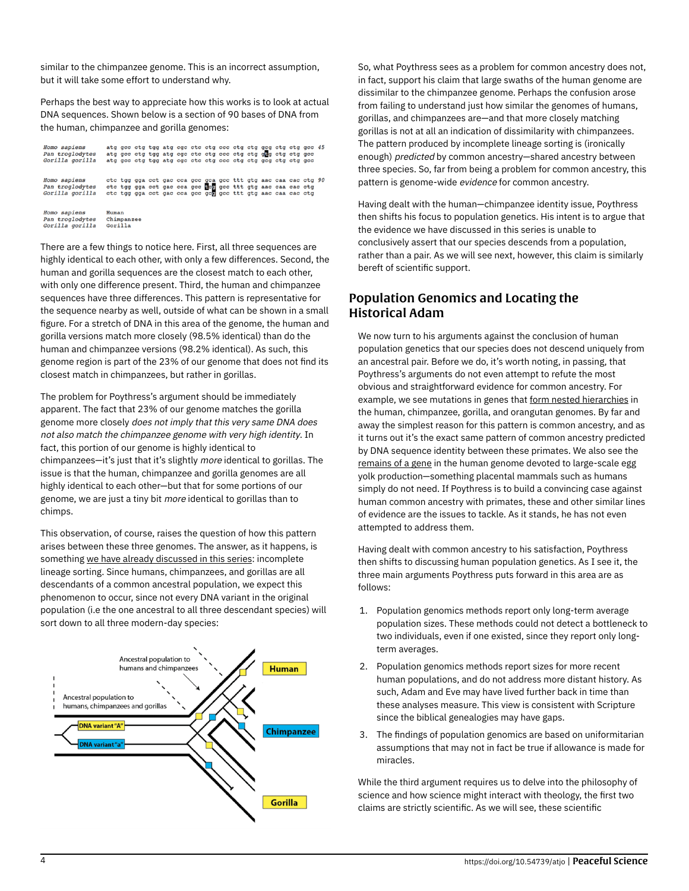similar to the chimpanzee genome. This is an incorrect assumption, but it will take some effort to understand why.

Perhaps the best way to appreciate how this works is to look at actual DNA sequences. Shown below is a section of 90 bases of DNA from the human, chimpanzee and gorilla genomes:

```
Homo sapiens        atg gcc ctg tgg atg cgc ctc ctg ccc ctg ctg gcg ctg ctg gcc 45
Pan troglodytes     atg gcc ctg tgg atg cgc ctc ctg ccc ctg ctg gtg ctg ctg gcc
Gorilla gorilla     atg gcc ctg tgg atg cgc ctc ctg ccc ctg ctg gcg ctg ctg gcc

Homo sapiens        ctc tgg gga cct gac cca gcc gca gcc ttt gtg aac caa cac ctg 90
Pan troglodytes     ctc tgg gga cct gac cca gcc tcg gcc ttt gtg aac caa cac ctg
Gorilla gorilla     ctc tgg gga cct gac cca gcc gcg gcc ttt gtg aac caa cac ctg

Homo sapiens        Human
Pan troglodytes     Chimpanzee
Gorilla gorilla     Gorilla
```

There are a few things to notice here. First, all three sequences are highly identical to each other, with only a few differences. Second, the human and gorilla sequences are the closest match to each other, with only one difference present. Third, the human and chimpanzee sequences have three differences. This pattern is representative for the sequence nearby as well, outside of what can be shown in a small figure. For a stretch of DNA in this area of the genome, the human and gorilla versions match more closely (98.5% identical) than do the human and chimpanzee versions (98.2% identical). As such, this genome region is part of the 23% of our genome that does not find its closest match in chimpanzees, but rather in gorillas.

The problem for Poythress's argument should be immediately apparent. The fact that 23% of our genome matches the gorilla genome more closely *does not imply that this very same DNA does not also match the chimpanzee genome with very high identity*. In fact, this portion of our genome is highly identical to chimpanzees—it's just that it's slightly *more* identical to gorillas. The issue is that the human, chimpanzee and gorilla genomes are all highly identical to each other—but that for some portions of our genome, we are just a tiny bit *more* identical to gorillas than to chimps.

This observation, of course, raises the question of how this pattern arises between these three genomes. The answer, as it happens, is something we have already discussed in this series: incomplete lineage sorting. Since humans, chimpanzees, and gorillas are all descendants of a common ancestral population, we expect this phenomenon to occur, since not every DNA variant in the original population (i.e the one ancestral to all three descendant species) will sort down to all three modern-day species:

Ancestral population to humans and chimpanzees

Ancestral population to humans, chimpanzees and gorillas

DNA variant "A"

DNA variant "a"

Human

Chimpanzee

Gorilla

So, what Poythress sees as a problem for common ancestry does not, in fact, support his claim that large swaths of the human genome are dissimilar to the chimpanzee genome. Perhaps the confusion arose from failing to understand just how similar the genomes of humans, gorillas, and chimpanzees are—and that more closely matching gorillas is not at all an indication of dissimilarity with chimpanzees. The pattern produced by incomplete lineage sorting is (ironically enough) *predicted* by common ancestry—shared ancestry between three species. So, far from being a problem for common ancestry, this pattern is genome-wide *evidence* for common ancestry.

Having dealt with the human—chimpanzee identity issue, Poythress then shifts his focus to population genetics. His intent is to argue that the evidence we have discussed in this series is unable to conclusively assert that our species descends from a population, rather than a pair. As we will see next, however, this claim is similarly bereft of scientific support.

## Population Genomics and Locating the Historical Adam

We now turn to his arguments against the conclusion of human population genetics that our species does not descend uniquely from an ancestral pair. Before we do, it's worth noting, in passing, that Poythress's arguments do not even attempt to refute the most obvious and straightforward evidence for common ancestry. For example, we see mutations in genes that form nested hierarchies in the human, chimpanzee, gorilla, and orangutan genomes. By far and away the simplest reason for this pattern is common ancestry, and as it turns out it's the exact same pattern of common ancestry predicted by DNA sequence identity between these primates. We also see the remains of a gene in the human genome devoted to large-scale egg yolk production—something placental mammals such as humans simply do not need. If Poythress is to build a convincing case against human common ancestry with primates, these and other similar lines of evidence are the issues to tackle. As it stands, he has not even attempted to address them.

Having dealt with common ancestry to his satisfaction, Poythress then shifts to discussing human population genetics. As I see it, the three main arguments Poythress puts forward in this area are as follows:

1. Population genomics methods report only long-term average population sizes. These methods could not detect a bottleneck to two individuals, even if one existed, since they report only long-term averages.
2. Population genomics methods report sizes for more recent human populations, and do not address more distant history. As such, Adam and Eve may have lived further back in time than these analyses measure. This view is consistent with Scripture since the biblical genealogies may have gaps.
3. The findings of population genomics are based on uniformitarian assumptions that may not in fact be true if allowance is made for miracles.

While the third argument requires us to delve into the philosophy of science and how science might interact with theology, the first two claims are strictly scientific. As we will see, these scientific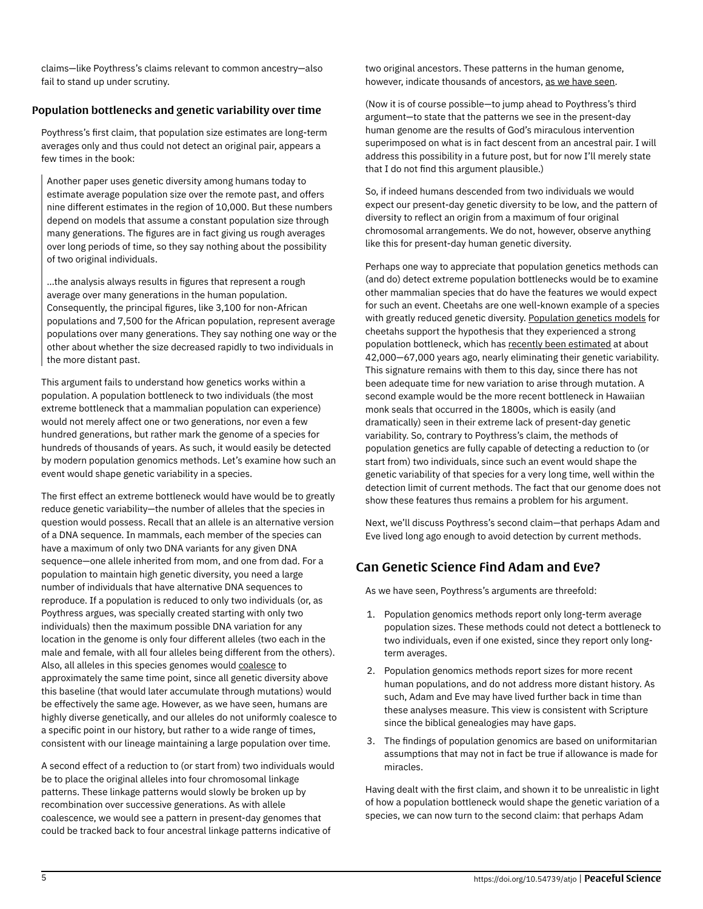claims—like Poythress's claims relevant to common ancestry—also fail to stand up under scrutiny.

### Population bottlenecks and genetic variability over time

Poythress's first claim, that population size estimates are long-term averages only and thus could not detect an original pair, appears a few times in the book:

> Another paper uses genetic diversity among humans today to estimate average population size over the remote past, and offers nine different estimates in the region of 10,000. But these numbers depend on models that assume a constant population size through many generations. The figures are in fact giving us rough averages over long periods of time, so they say nothing about the possibility of two original individuals.
>
> …the analysis always results in figures that represent a rough average over many generations in the human population. Consequently, the principal figures, like 3,100 for non-African populations and 7,500 for the African population, represent average populations over many generations. They say nothing one way or the other about whether the size decreased rapidly to two individuals in the more distant past.

This argument fails to understand how genetics works within a population. A population bottleneck to two individuals (the most extreme bottleneck that a mammalian population can experience) would not merely affect one or two generations, nor even a few hundred generations, but rather mark the genome of a species for hundreds of thousands of years. As such, it would easily be detected by modern population genomics methods. Let's examine how such an event would shape genetic variability in a species.

The first effect an extreme bottleneck would have would be to greatly reduce genetic variability—the number of alleles that the species in question would possess. Recall that an allele is an alternative version of a DNA sequence. In mammals, each member of the species can have a maximum of only two DNA variants for any given DNA sequence—one allele inherited from mom, and one from dad. For a population to maintain high genetic diversity, you need a large number of individuals that have alternative DNA sequences to reproduce. If a population is reduced to only two individuals (or, as Poythress argues, was specially created starting with only two individuals) then the maximum possible DNA variation for any location in the genome is only four different alleles (two each in the male and female, with all four alleles being different from the others). Also, all alleles in this species genomes would coalesce to approximately the same time point, since all genetic diversity above this baseline (that would later accumulate through mutations) would be effectively the same age. However, as we have seen, humans are highly diverse genetically, and our alleles do not uniformly coalesce to a specific point in our history, but rather to a wide range of times, consistent with our lineage maintaining a large population over time.

A second effect of a reduction to (or start from) two individuals would be to place the original alleles into four chromosomal linkage patterns. These linkage patterns would slowly be broken up by recombination over successive generations. As with allele coalescence, we would see a pattern in present-day genomes that could be tracked back to four ancestral linkage patterns indicative of two original ancestors. These patterns in the human genome, however, indicate thousands of ancestors, as we have seen.

(Now it is of course possible—to jump ahead to Poythress's third argument—to state that the patterns we see in the present-day human genome are the results of God's miraculous intervention superimposed on what is in fact descent from an ancestral pair. I will address this possibility in a future post, but for now I'll merely state that I do not find this argument plausible.)

So, if indeed humans descended from two individuals we would expect our present-day genetic diversity to be low, and the pattern of diversity to reflect an origin from a maximum of four original chromosomal arrangements. We do not, however, observe anything like this for present-day human genetic diversity.

Perhaps one way to appreciate that population genetics methods can (and do) detect extreme population bottlenecks would be to examine other mammalian species that do have the features we would expect for such an event. Cheetahs are one well-known example of a species with greatly reduced genetic diversity. Population genetics models for cheetahs support the hypothesis that they experienced a strong population bottleneck, which has recently been estimated at about 42,000—67,000 years ago, nearly eliminating their genetic variability. This signature remains with them to this day, since there has not been adequate time for new variation to arise through mutation. A second example would be the more recent bottleneck in Hawaiian monk seals that occurred in the 1800s, which is easily (and dramatically) seen in their extreme lack of present-day genetic variability. So, contrary to Poythress's claim, the methods of population genetics are fully capable of detecting a reduction to (or start from) two individuals, since such an event would shape the genetic variability of that species for a very long time, well within the detection limit of current methods. The fact that our genome does not show these features thus remains a problem for his argument.

Next, we'll discuss Poythress's second claim—that perhaps Adam and Eve lived long ago enough to avoid detection by current methods.

## Can Genetic Science Find Adam and Eve?

As we have seen, Poythress's arguments are threefold:

1. Population genomics methods report only long-term average population sizes. These methods could not detect a bottleneck to two individuals, even if one existed, since they report only long-term averages.
2. Population genomics methods report sizes for more recent human populations, and do not address more distant history. As such, Adam and Eve may have lived further back in time than these analyses measure. This view is consistent with Scripture since the biblical genealogies may have gaps.
3. The findings of population genomics are based on uniformitarian assumptions that may not in fact be true if allowance is made for miracles.

Having dealt with the first claim, and shown it to be unrealistic in light of how a population bottleneck would shape the genetic variation of a species, we can now turn to the second claim: that perhaps Adam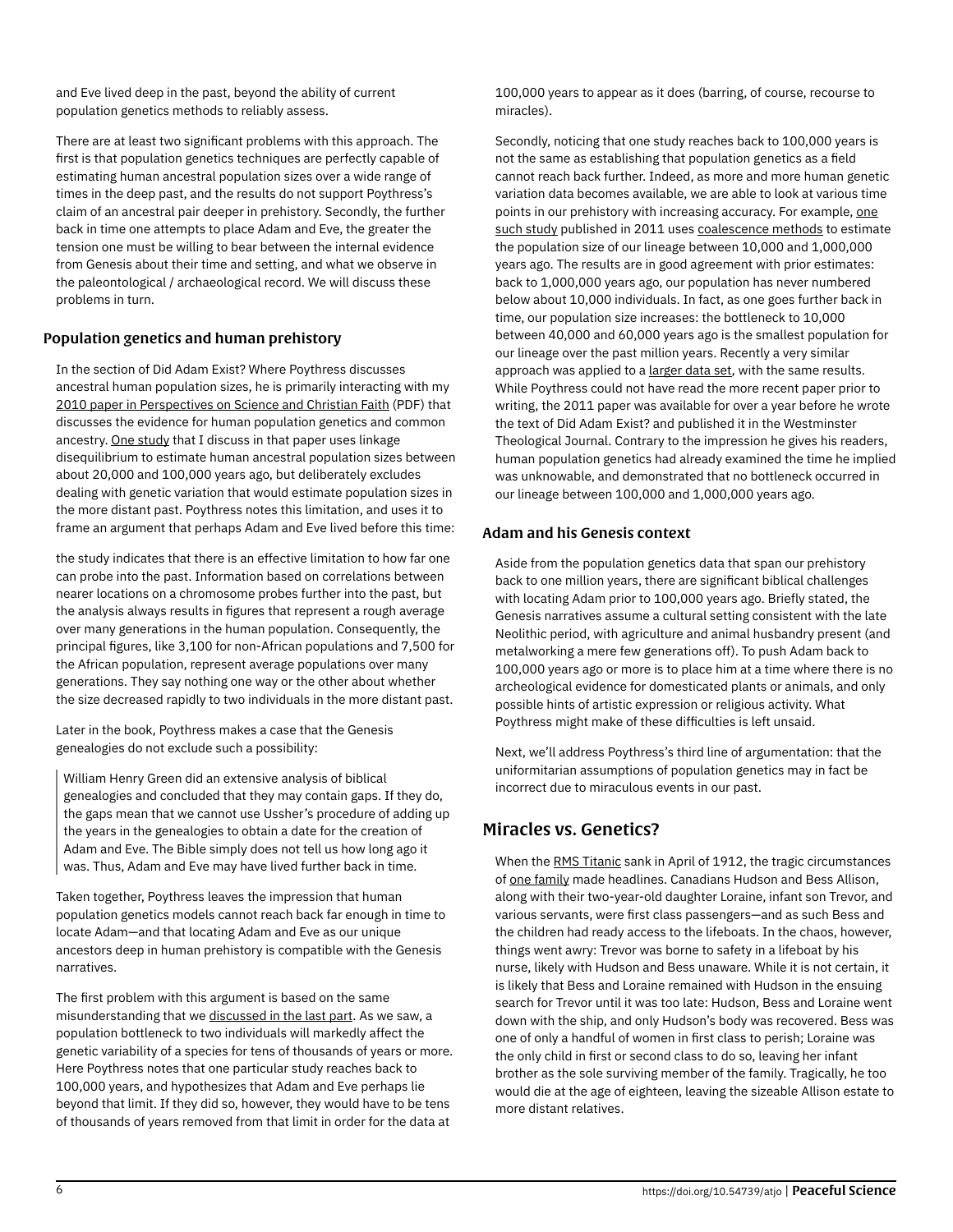and Eve lived deep in the past, beyond the ability of current population genetics methods to reliably assess.

There are at least two significant problems with this approach. The first is that population genetics techniques are perfectly capable of estimating human ancestral population sizes over a wide range of times in the deep past, and the results do not support Poythress's claim of an ancestral pair deeper in prehistory. Secondly, the further back in time one attempts to place Adam and Eve, the greater the tension one must be willing to bear between the internal evidence from Genesis about their time and setting, and what we observe in the paleontological / archaeological record. We will discuss these problems in turn.

### Population genetics and human prehistory

In the section of Did Adam Exist? Where Poythress discusses ancestral human population sizes, he is primarily interacting with my 2010 paper in Perspectives on Science and Christian Faith (PDF) that discusses the evidence for human population genetics and common ancestry. One study that I discuss in that paper uses linkage disequilibrium to estimate human ancestral population sizes between about 20,000 and 100,000 years ago, but deliberately excludes dealing with genetic variation that would estimate population sizes in the more distant past. Poythress notes this limitation, and uses it to frame an argument that perhaps Adam and Eve lived before this time:

the study indicates that there is an effective limitation to how far one can probe into the past. Information based on correlations between nearer locations on a chromosome probes further into the past, but the analysis always results in figures that represent a rough average over many generations in the human population. Consequently, the principal figures, like 3,100 for non-African populations and 7,500 for the African population, represent average populations over many generations. They say nothing one way or the other about whether the size decreased rapidly to two individuals in the more distant past.

Later in the book, Poythress makes a case that the Genesis genealogies do not exclude such a possibility:

> William Henry Green did an extensive analysis of biblical genealogies and concluded that they may contain gaps. If they do, the gaps mean that we cannot use Ussher's procedure of adding up the years in the genealogies to obtain a date for the creation of Adam and Eve. The Bible simply does not tell us how long ago it was. Thus, Adam and Eve may have lived further back in time.

Taken together, Poythress leaves the impression that human population genetics models cannot reach back far enough in time to locate Adam—and that locating Adam and Eve as our unique ancestors deep in human prehistory is compatible with the Genesis narratives.

The first problem with this argument is based on the same misunderstanding that we discussed in the last part. As we saw, a population bottleneck to two individuals will markedly affect the genetic variability of a species for tens of thousands of years or more. Here Poythress notes that one particular study reaches back to 100,000 years, and hypothesizes that Adam and Eve perhaps lie beyond that limit. If they did so, however, they would have to be tens of thousands of years removed from that limit in order for the data at 100,000 years to appear as it does (barring, of course, recourse to miracles).

Secondly, noticing that one study reaches back to 100,000 years is not the same as establishing that population genetics as a field cannot reach back further. Indeed, as more and more human genetic variation data becomes available, we are able to look at various time points in our prehistory with increasing accuracy. For example, one such study published in 2011 uses coalescence methods to estimate the population size of our lineage between 10,000 and 1,000,000 years ago. The results are in good agreement with prior estimates: back to 1,000,000 years ago, our population has never numbered below about 10,000 individuals. In fact, as one goes further back in time, our population size increases: the bottleneck to 10,000 between 40,000 and 60,000 years ago is the smallest population for our lineage over the past million years. Recently a very similar approach was applied to a larger data set, with the same results. While Poythress could not have read the more recent paper prior to writing, the 2011 paper was available for over a year before he wrote the text of Did Adam Exist? and published it in the Westminster Theological Journal. Contrary to the impression he gives his readers, human population genetics had already examined the time he implied was unknowable, and demonstrated that no bottleneck occurred in our lineage between 100,000 and 1,000,000 years ago.

### Adam and his Genesis context

Aside from the population genetics data that span our prehistory back to one million years, there are significant biblical challenges with locating Adam prior to 100,000 years ago. Briefly stated, the Genesis narratives assume a cultural setting consistent with the late Neolithic period, with agriculture and animal husbandry present (and metalworking a mere few generations off). To push Adam back to 100,000 years ago or more is to place him at a time where there is no archeological evidence for domesticated plants or animals, and only possible hints of artistic expression or religious activity. What Poythress might make of these difficulties is left unsaid.

Next, we'll address Poythress's third line of argumentation: that the uniformitarian assumptions of population genetics may in fact be incorrect due to miraculous events in our past.

## Miracles vs. Genetics?

When the RMS Titanic sank in April of 1912, the tragic circumstances of one family made headlines. Canadians Hudson and Bess Allison, along with their two-year-old daughter Loraine, infant son Trevor, and various servants, were first class passengers—and as such Bess and the children had ready access to the lifeboats. In the chaos, however, things went awry: Trevor was borne to safety in a lifeboat by his nurse, likely with Hudson and Bess unaware. While it is not certain, it is likely that Bess and Loraine remained with Hudson in the ensuing search for Trevor until it was too late: Hudson, Bess and Loraine went down with the ship, and only Hudson's body was recovered. Bess was one of only a handful of women in first class to perish; Loraine was the only child in first or second class to do so, leaving her infant brother as the sole surviving member of the family. Tragically, he too would die at the age of eighteen, leaving the sizeable Allison estate to more distant relatives.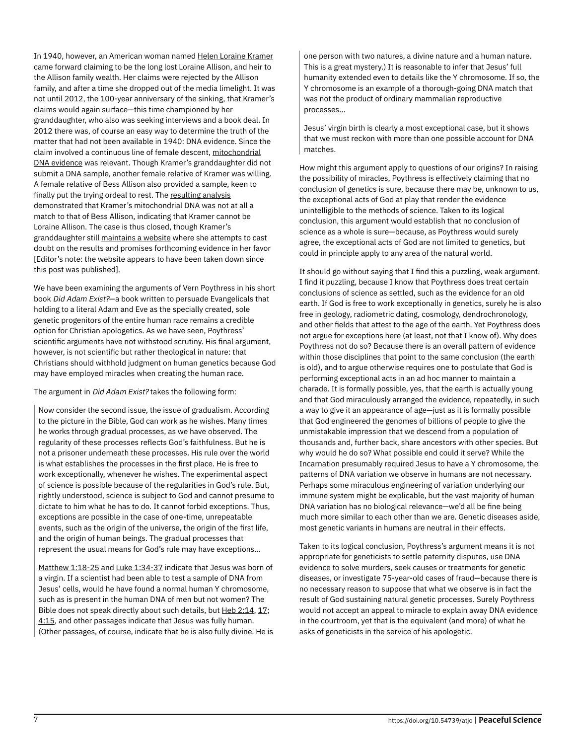In 1940, however, an American woman named Helen Loraine Kramer came forward claiming to be the long lost Loraine Allison, and heir to the Allison family wealth. Her claims were rejected by the Allison family, and after a time she dropped out of the media limelight. It was not until 2012, the 100-year anniversary of the sinking, that Kramer's claims would again surface—this time championed by her granddaughter, who also was seeking interviews and a book deal. In 2012 there was, of course an easy way to determine the truth of the matter that had not been available in 1940: DNA evidence. Since the claim involved a continuous line of female descent, mitochondrial DNA evidence was relevant. Though Kramer's granddaughter did not submit a DNA sample, another female relative of Kramer was willing. A female relative of Bess Allison also provided a sample, keen to finally put the trying ordeal to rest. The resulting analysis demonstrated that Kramer's mitochondrial DNA was not at all a match to that of Bess Allison, indicating that Kramer cannot be Loraine Allison. The case is thus closed, though Kramer's granddaughter still maintains a website where she attempts to cast doubt on the results and promises forthcoming evidence in her favor [Editor's note: the website appears to have been taken down since this post was published].

We have been examining the arguments of Vern Poythress in his short book *Did Adam Exist?*—a book written to persuade Evangelicals that holding to a literal Adam and Eve as the specially created, sole genetic progenitors of the entire human race remains a credible option for Christian apologetics. As we have seen, Poythress' scientific arguments have not withstood scrutiny. His final argument, however, is not scientific but rather theological in nature: that Christians should withhold judgment on human genetics because God may have employed miracles when creating the human race.

The argument in *Did Adam Exist?* takes the following form:

> Now consider the second issue, the issue of gradualism. According to the picture in the Bible, God can work as he wishes. Many times he works through gradual processes, as we have observed. The regularity of these processes reflects God's faithfulness. But he is not a prisoner underneath these processes. His rule over the world is what establishes the processes in the first place. He is free to work exceptionally, whenever he wishes. The experimental aspect of science is possible because of the regularities in God's rule. But, rightly understood, science is subject to God and cannot presume to dictate to him what he has to do. It cannot forbid exceptions. Thus, exceptions are possible in the case of one-time, unrepeatable events, such as the origin of the universe, the origin of the first life, and the origin of human beings. The gradual processes that represent the usual means for God's rule may have exceptions...
>
> Matthew 1:18-25 and Luke 1:34-37 indicate that Jesus was born of a virgin. If a scientist had been able to test a sample of DNA from Jesus' cells, would he have found a normal human Y chromosome, such as is present in the human DNA of men but not women? The Bible does not speak directly about such details, but Heb 2:14, 17; 4:15, and other passages indicate that Jesus was fully human. (Other passages, of course, indicate that he is also fully divine. He is one person with two natures, a divine nature and a human nature. This is a great mystery.) It is reasonable to infer that Jesus' full humanity extended even to details like the Y chromosome. If so, the Y chromosome is an example of a thorough-going DNA match that was not the product of ordinary mammalian reproductive processes...
>
> Jesus' virgin birth is clearly a most exceptional case, but it shows that we must reckon with more than one possible account for DNA matches.

How might this argument apply to questions of our origins? In raising the possibility of miracles, Poythress is effectively claiming that no conclusion of genetics is sure, because there may be, unknown to us, the exceptional acts of God at play that render the evidence unintelligible to the methods of science. Taken to its logical conclusion, this argument would establish that no conclusion of science as a whole is sure—because, as Poythress would surely agree, the exceptional acts of God are not limited to genetics, but could in principle apply to any area of the natural world.

It should go without saying that I find this a puzzling, weak argument. I find it puzzling, because I know that Poythress does treat certain conclusions of science as settled, such as the evidence for an old earth. If God is free to work exceptionally in genetics, surely he is also free in geology, radiometric dating, cosmology, dendrochronology, and other fields that attest to the age of the earth. Yet Poythress does not argue for exceptions here (at least, not that I know of). Why does Poythress not do so? Because there is an overall pattern of evidence within those disciplines that point to the same conclusion (the earth is old), and to argue otherwise requires one to postulate that God is performing exceptional acts in an ad hoc manner to maintain a charade. It is formally possible, yes, that the earth is actually young and that God miraculously arranged the evidence, repeatedly, in such a way to give it an appearance of age—just as it is formally possible that God engineered the genomes of billions of people to give the unmistakable impression that we descend from a population of thousands and, further back, share ancestors with other species. But why would he do so? What possible end could it serve? While the Incarnation presumably required Jesus to have a Y chromosome, the patterns of DNA variation we observe in humans are not necessary. Perhaps some miraculous engineering of variation underlying our immune system might be explicable, but the vast majority of human DNA variation has no biological relevance—we'd all be fine being much more similar to each other than we are. Genetic diseases aside, most genetic variants in humans are neutral in their effects.

Taken to its logical conclusion, Poythress's argument means it is not appropriate for geneticists to settle paternity disputes, use DNA evidence to solve murders, seek causes or treatments for genetic diseases, or investigate 75-year-old cases of fraud—because there is no necessary reason to suppose that what we observe is in fact the result of God sustaining natural genetic processes. Surely Poythress would not accept an appeal to miracle to explain away DNA evidence in the courtroom, yet that is the equivalent (and more) of what he asks of geneticists in the service of his apologetic.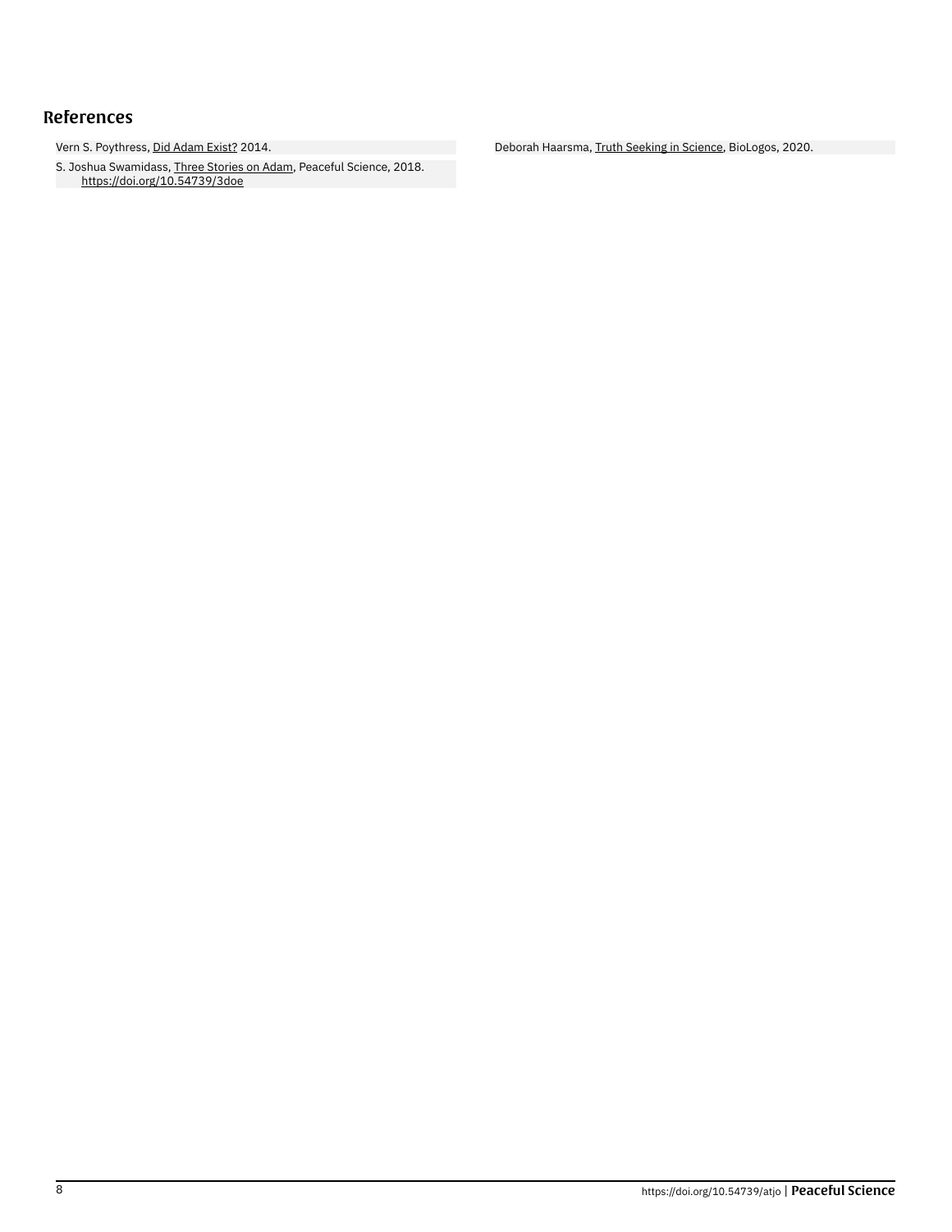## References

Vern S. Poythress, Did Adam Exist? 2014.

S. Joshua Swamidass, Three Stories on Adam, Peaceful Science, 2018. https://doi.org/10.54739/3doe

Deborah Haarsma, Truth Seeking in Science, BioLogos, 2020.